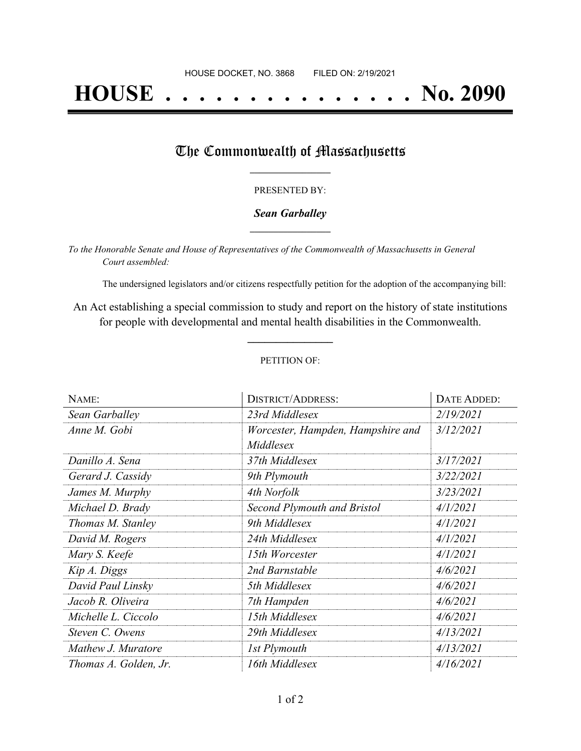HOUSE DOCKET, NO. 3868 FILED ON: 2/19/2021

# HOUSE . . . . . . . . . . . . . . . No. 2090

## The Commonwealth of Massachusetts

PRESENTED BY:

***Sean Garballey***

*To the Honorable Senate and House of Representatives of the Commonwealth of Massachusetts in General Court assembled:*

The undersigned legislators and/or citizens respectfully petition for the adoption of the accompanying bill:

An Act establishing a special commission to study and report on the history of state institutions for people with developmental and mental health disabilities in the Commonwealth.

PETITION OF:

| NAME: | DISTRICT/ADDRESS: | DATE ADDED: |
|---|---|---|
| *Sean Garballey* | *23rd Middlesex* | *2/19/2021* |
| *Anne M. Gobi* | *Worcester, Hampden, Hampshire and Middlesex* | *3/12/2021* |
| *Danillo A. Sena* | *37th Middlesex* | *3/17/2021* |
| *Gerard J. Cassidy* | *9th Plymouth* | *3/22/2021* |
| *James M. Murphy* | *4th Norfolk* | *3/23/2021* |
| *Michael D. Brady* | *Second Plymouth and Bristol* | *4/1/2021* |
| *Thomas M. Stanley* | *9th Middlesex* | *4/1/2021* |
| *David M. Rogers* | *24th Middlesex* | *4/1/2021* |
| *Mary S. Keefe* | *15th Worcester* | *4/1/2021* |
| *Kip A. Diggs* | *2nd Barnstable* | *4/6/2021* |
| *David Paul Linsky* | *5th Middlesex* | *4/6/2021* |
| *Jacob R. Oliveira* | *7th Hampden* | *4/6/2021* |
| *Michelle L. Ciccolo* | *15th Middlesex* | *4/6/2021* |
| *Steven C. Owens* | *29th Middlesex* | *4/13/2021* |
| *Mathew J. Muratore* | *1st Plymouth* | *4/13/2021* |
| *Thomas A. Golden, Jr.* | *16th Middlesex* | *4/16/2021* |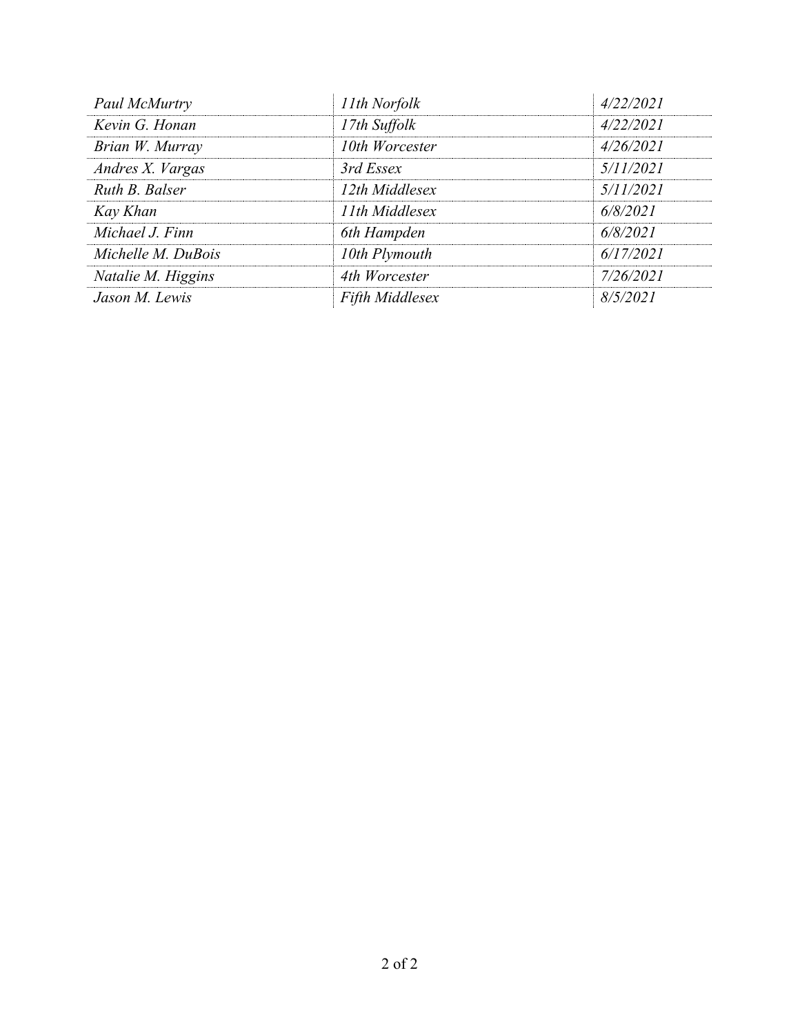| | | |
|---|---|---|
| *Paul McMurtry* | *11th Norfolk* | *4/22/2021* |
| *Kevin G. Honan* | *17th Suffolk* | *4/22/2021* |
| *Brian W. Murray* | *10th Worcester* | *4/26/2021* |
| *Andres X. Vargas* | *3rd Essex* | *5/11/2021* |
| *Ruth B. Balser* | *12th Middlesex* | *5/11/2021* |
| *Kay Khan* | *11th Middlesex* | *6/8/2021* |
| *Michael J. Finn* | *6th Hampden* | *6/8/2021* |
| *Michelle M. DuBois* | *10th Plymouth* | *6/17/2021* |
| *Natalie M. Higgins* | *4th Worcester* | *7/26/2021* |
| *Jason M. Lewis* | *Fifth Middlesex* | *8/5/2021* |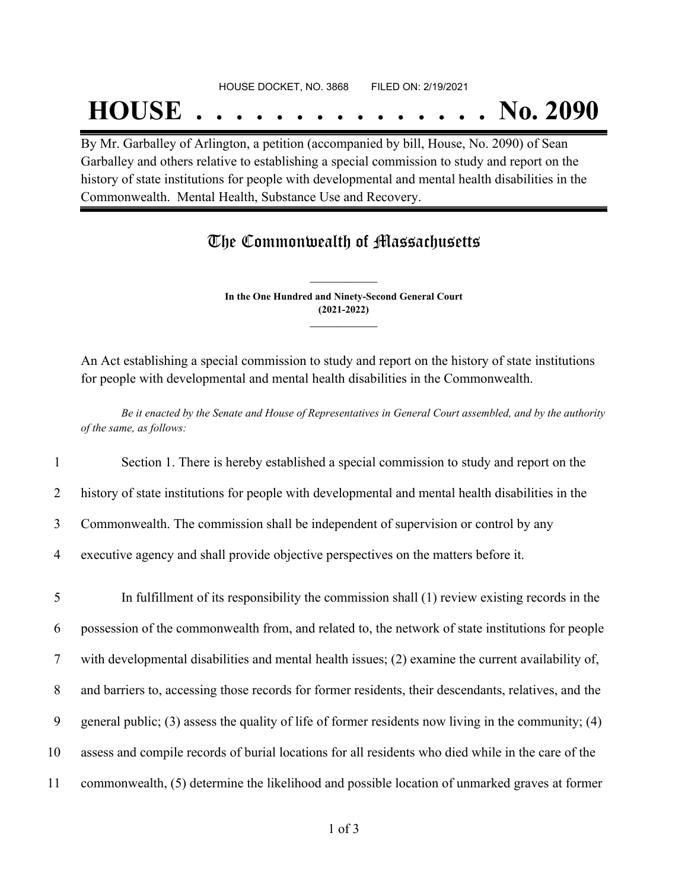HOUSE DOCKET, NO. 3868 FILED ON: 2/19/2021

# HOUSE . . . . . . . . . . . . . . . No. 2090

By Mr. Garballey of Arlington, a petition (accompanied by bill, House, No. 2090) of Sean Garballey and others relative to establishing a special commission to study and report on the history of state institutions for people with developmental and mental health disabilities in the Commonwealth. Mental Health, Substance Use and Recovery.

## The Commonwealth of Massachusetts

**In the One Hundred and Ninety-Second General Court**
**(2021-2022)**

An Act establishing a special commission to study and report on the history of state institutions for people with developmental and mental health disabilities in the Commonwealth.

*Be it enacted by the Senate and House of Representatives in General Court assembled, and by the authority of the same, as follows:*

1 Section 1. There is hereby established a special commission to study and report on the
2 history of state institutions for people with developmental and mental health disabilities in the
3 Commonwealth. The commission shall be independent of supervision or control by any
4 executive agency and shall provide objective perspectives on the matters before it.

5 In fulfillment of its responsibility the commission shall (1) review existing records in the
6 possession of the commonwealth from, and related to, the network of state institutions for people
7 with developmental disabilities and mental health issues; (2) examine the current availability of,
8 and barriers to, accessing those records for former residents, their descendants, relatives, and the
9 general public; (3) assess the quality of life of former residents now living in the community; (4)
10 assess and compile records of burial locations for all residents who died while in the care of the
11 commonwealth, (5) determine the likelihood and possible location of unmarked graves at former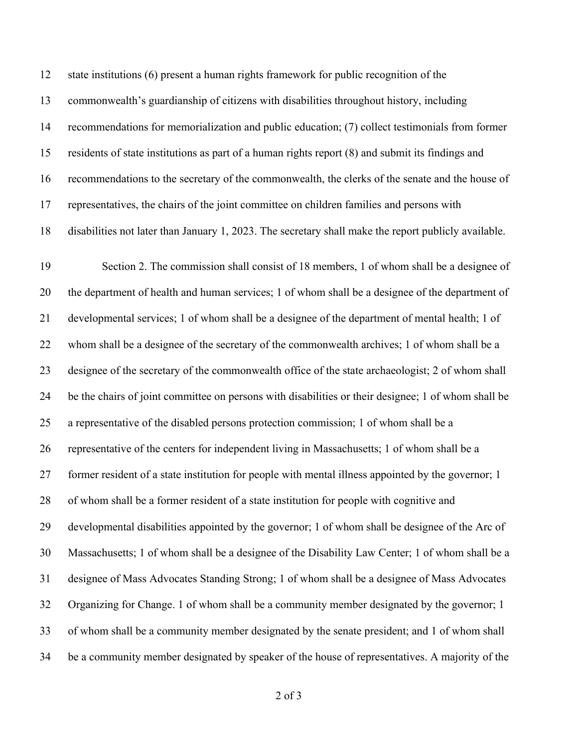state institutions (6) present a human rights framework for public recognition of the commonwealth's guardianship of citizens with disabilities throughout history, including recommendations for memorialization and public education; (7) collect testimonials from former residents of state institutions as part of a human rights report (8) and submit its findings and recommendations to the secretary of the commonwealth, the clerks of the senate and the house of representatives, the chairs of the joint committee on children families and persons with disabilities not later than January 1, 2023. The secretary shall make the report publicly available.

Section 2. The commission shall consist of 18 members, 1 of whom shall be a designee of the department of health and human services; 1 of whom shall be a designee of the department of developmental services; 1 of whom shall be a designee of the department of mental health; 1 of whom shall be a designee of the secretary of the commonwealth archives; 1 of whom shall be a designee of the secretary of the commonwealth office of the state archaeologist; 2 of whom shall be the chairs of joint committee on persons with disabilities or their designee; 1 of whom shall be a representative of the disabled persons protection commission; 1 of whom shall be a representative of the centers for independent living in Massachusetts; 1 of whom shall be a former resident of a state institution for people with mental illness appointed by the governor; 1 of whom shall be a former resident of a state institution for people with cognitive and developmental disabilities appointed by the governor; 1 of whom shall be designee of the Arc of Massachusetts; 1 of whom shall be a designee of the Disability Law Center; 1 of whom shall be a designee of Mass Advocates Standing Strong; 1 of whom shall be a designee of Mass Advocates Organizing for Change. 1 of whom shall be a community member designated by the governor; 1 of whom shall be a community member designated by the senate president; and 1 of whom shall be a community member designated by speaker of the house of representatives. A majority of the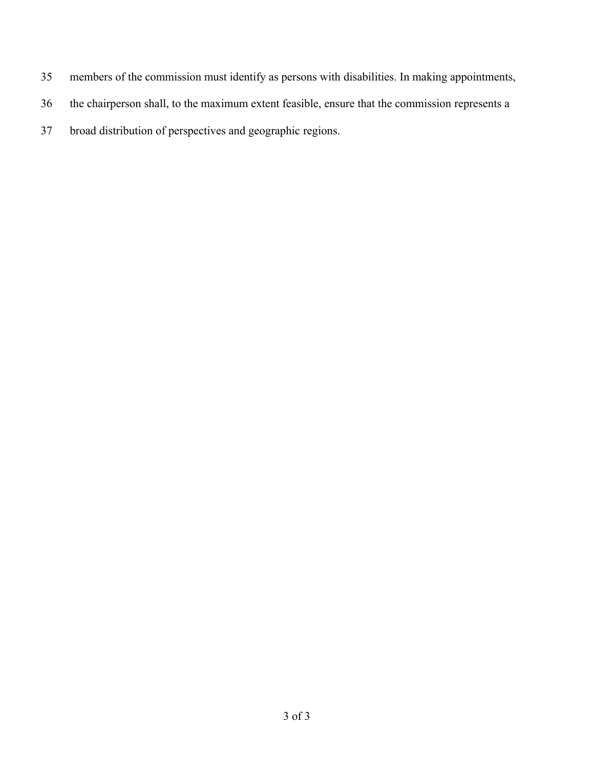members of the commission must identify as persons with disabilities. In making appointments, the chairperson shall, to the maximum extent feasible, ensure that the commission represents a broad distribution of perspectives and geographic regions.